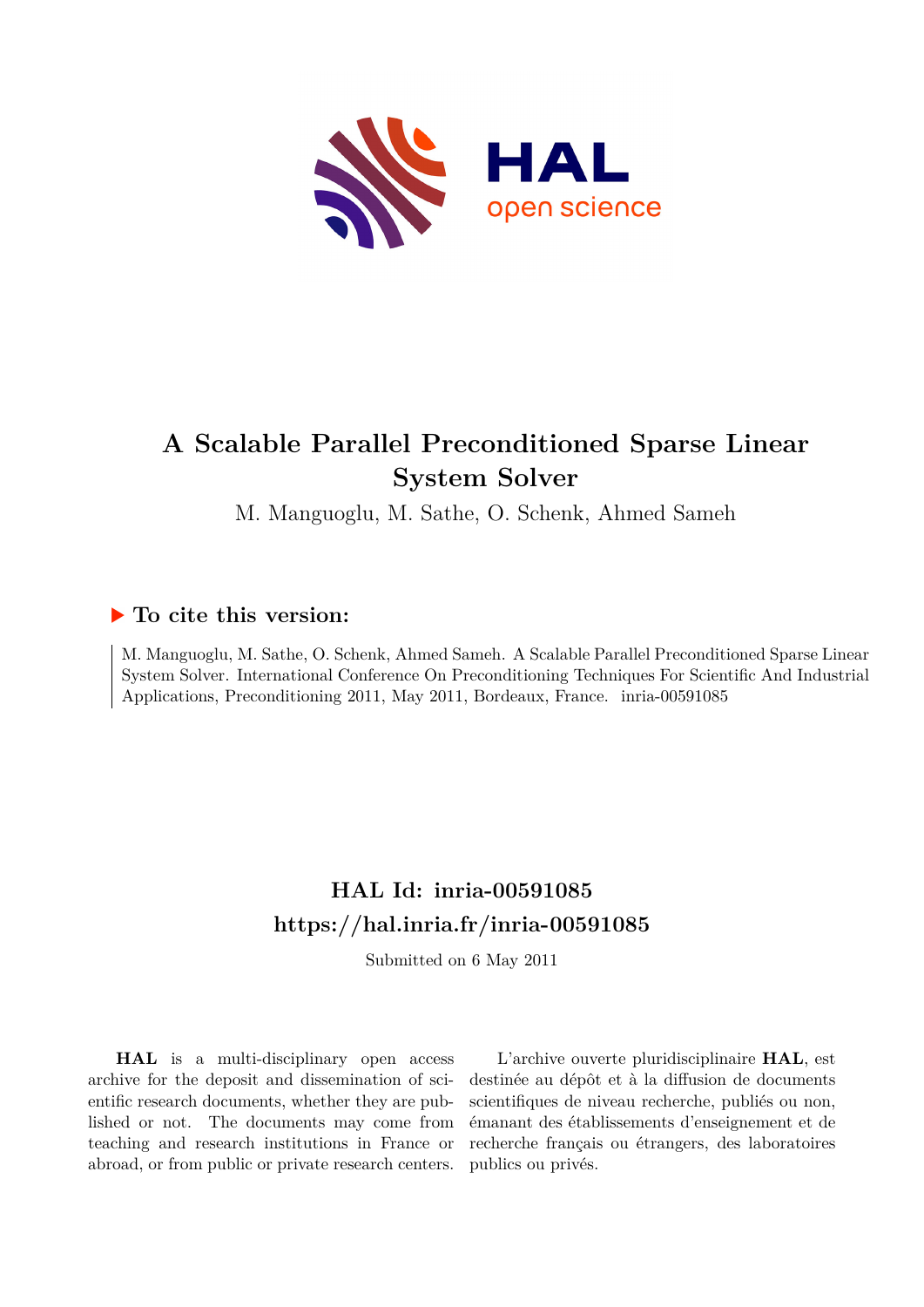# A Scalable Parallel Preconditioned Sparse Linear System Solver

M. Manguoglu, M. Sathe, O. Schenk, Ahmed Sameh

## ▶ To cite this version:

M. Manguoglu, M. Sathe, O. Schenk, Ahmed Sameh. A Scalable Parallel Preconditioned Sparse Linear System Solver. International Conference On Preconditioning Techniques For Scientific And Industrial Applications, Preconditioning 2011, May 2011, Bordeaux, France. inria-00591085

## HAL Id: inria-00591085
## https://hal.inria.fr/inria-00591085

Submitted on 6 May 2011

**HAL** is a multi-disciplinary open access archive for the deposit and dissemination of scientific research documents, whether they are published or not. The documents may come from teaching and research institutions in France or abroad, or from public or private research centers.

L'archive ouverte pluridisciplinaire **HAL**, est destinée au dépôt et à la diffusion de documents scientifiques de niveau recherche, publiés ou non, émanant des établissements d'enseignement et de recherche français ou étrangers, des laboratoires publics ou privés.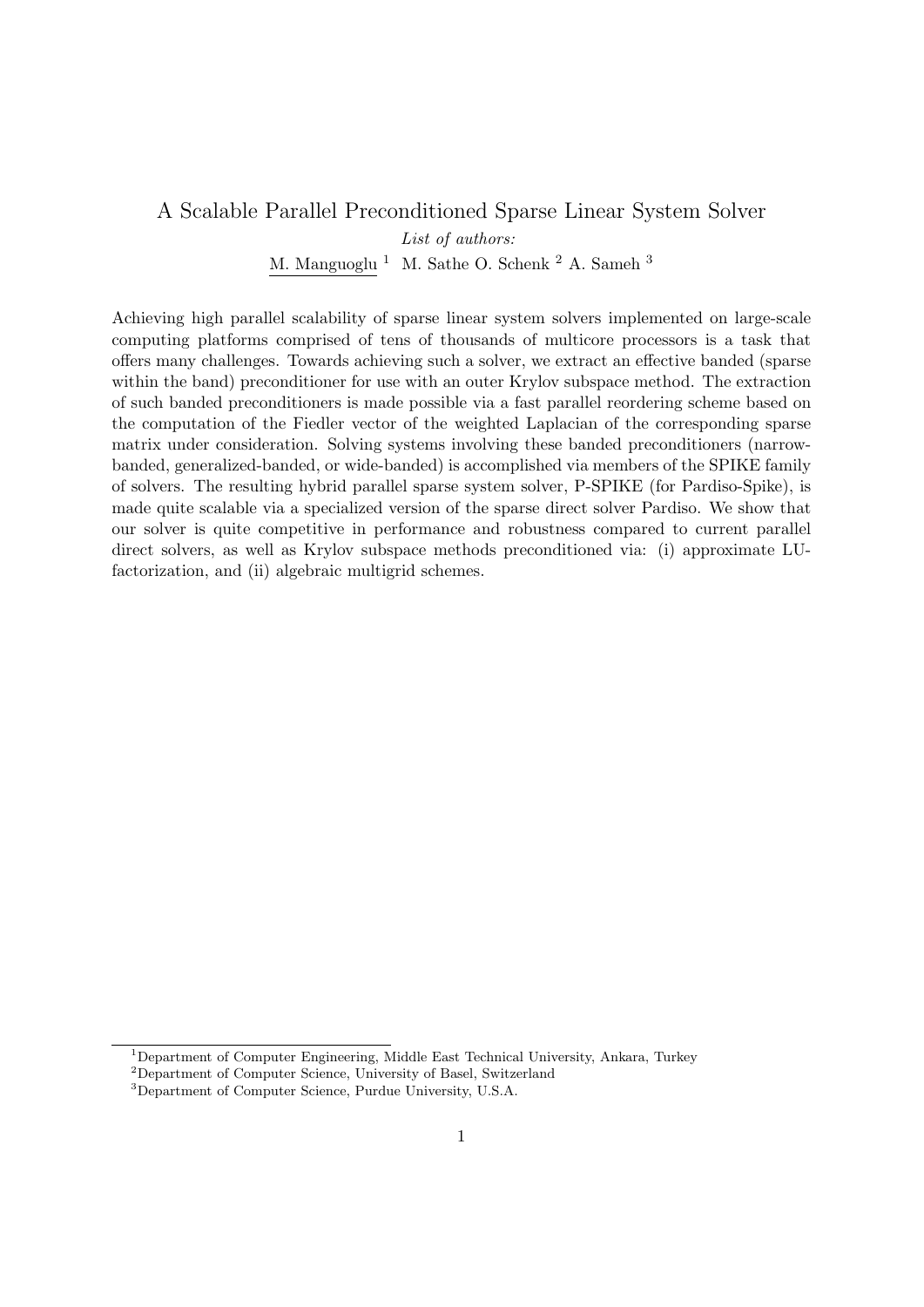# A Scalable Parallel Preconditioned Sparse Linear System Solver

*List of authors:*

M. Manguoglu [1] M. Sathe O. Schenk [2] A. Sameh [3]

Achieving high parallel scalability of sparse linear system solvers implemented on large-scale computing platforms comprised of tens of thousands of multicore processors is a task that offers many challenges. Towards achieving such a solver, we extract an effective banded (sparse within the band) preconditioner for use with an outer Krylov subspace method. The extraction of such banded preconditioners is made possible via a fast parallel reordering scheme based on the computation of the Fiedler vector of the weighted Laplacian of the corresponding sparse matrix under consideration. Solving systems involving these banded preconditioners (narrow-banded, generalized-banded, or wide-banded) is accomplished via members of the SPIKE family of solvers. The resulting hybrid parallel sparse system solver, P-SPIKE (for Pardiso-Spike), is made quite scalable via a specialized version of the sparse direct solver Pardiso. We show that our solver is quite competitive in performance and robustness compared to current parallel direct solvers, as well as Krylov subspace methods preconditioned via: (i) approximate LU-factorization, and (ii) algebraic multigrid schemes.

---

[1] Department of Computer Engineering, Middle East Technical University, Ankara, Turkey

[2] Department of Computer Science, University of Basel, Switzerland

[3] Department of Computer Science, Purdue University, U.S.A.